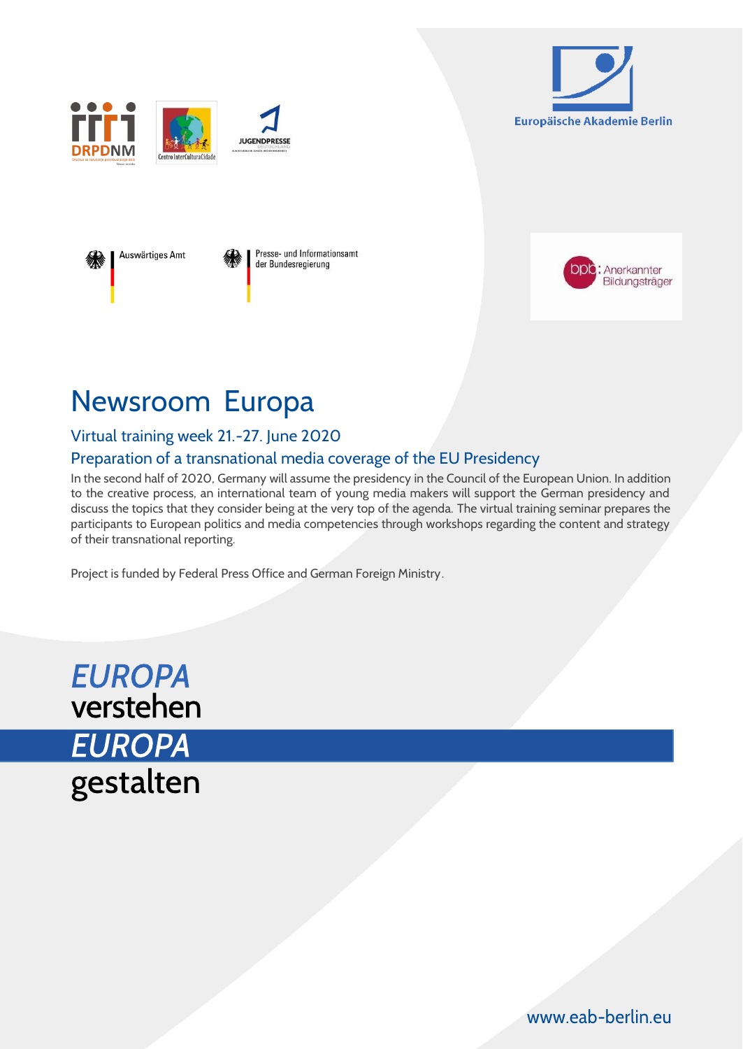DRPDNM

Centro InterCulturaCidade

JUGENDPRESSE DEUTSCHLAND

Europäische Akademie Berlin

Auswärtiges Amt

Presse- und Informationsamt der Bundesregierung

bpb: Anerkannter Bildungsträger

# Newsroom Europa

## Virtual training week 21.-27. June 2020

## Preparation of a transnational media coverage of the EU Presidency

In the second half of 2020, Germany will assume the presidency in the Council of the European Union. In addition to the creative process, an international team of young media makers will support the German presidency and discuss the topics that they consider being at the very top of the agenda. The virtual training seminar prepares the participants to European politics and media competencies through workshops regarding the content and strategy of their transnational reporting.

Project is funded by Federal Press Office and German Foreign Ministry.

*EUROPA*
verstehen
*EUROPA*
gestalten

www.eab-berlin.eu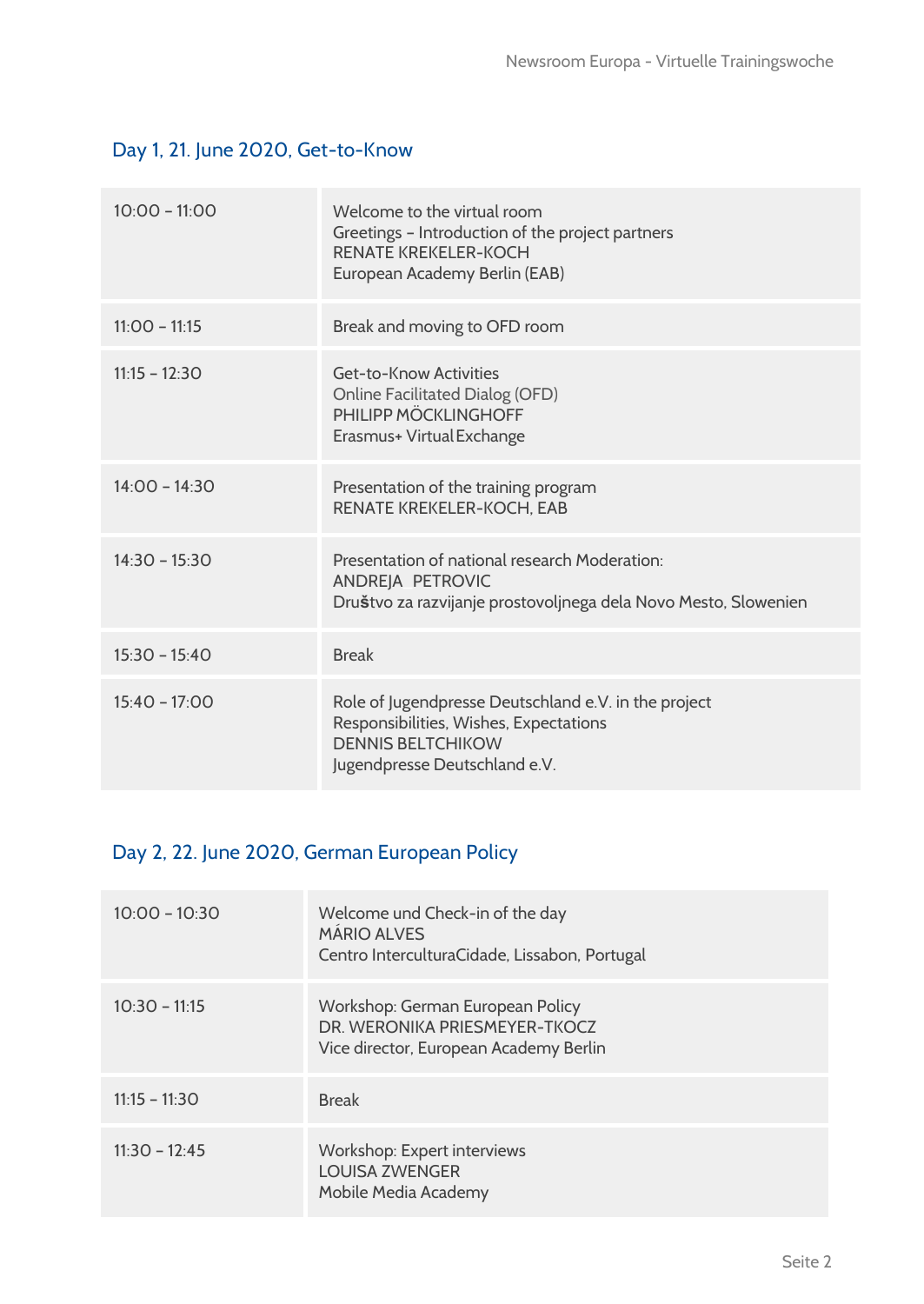## Day 1, 21. June 2020, Get-to-Know

| | |
|---|---|
| 10:00 – 11:00 | Welcome to the virtual room<br>Greetings – Introduction of the project partners<br>RENATE KREKELER-KOCH<br>European Academy Berlin (EAB) |
| 11:00 – 11:15 | Break and moving to OFD room |
| 11:15 – 12:30 | Get-to-Know Activities<br>Online Facilitated Dialog (OFD)<br>PHILIPP MÖCKLINGHOFF<br>Erasmus+ Virtual Exchange |
| 14:00 – 14:30 | Presentation of the training program<br>RENATE KREKELER-KOCH, EAB |
| 14:30 – 15:30 | Presentation of national research Moderation:<br>ANDREJA PETROVIC<br>Društvo za razvijanje prostovoljnega dela Novo Mesto, Slowenien |
| 15:30 – 15:40 | Break |
| 15:40 – 17:00 | Role of Jugendpresse Deutschland e.V. in the project<br>Responsibilities, Wishes, Expectations<br>DENNIS BELTCHIKOW<br>Jugendpresse Deutschland e.V. |

## Day 2, 22. June 2020, German European Policy

| | |
|---|---|
| 10:00 – 10:30 | Welcome und Check-in of the day<br>MÁRIO ALVES<br>Centro InterculturaCidade, Lissabon, Portugal |
| 10:30 – 11:15 | Workshop: German European Policy<br>DR. WERONIKA PRIESMEYER-TKOCZ<br>Vice director, European Academy Berlin |
| 11:15 – 11:30 | Break |
| 11:30 – 12:45 | Workshop: Expert interviews<br>LOUISA ZWENGER<br>Mobile Media Academy |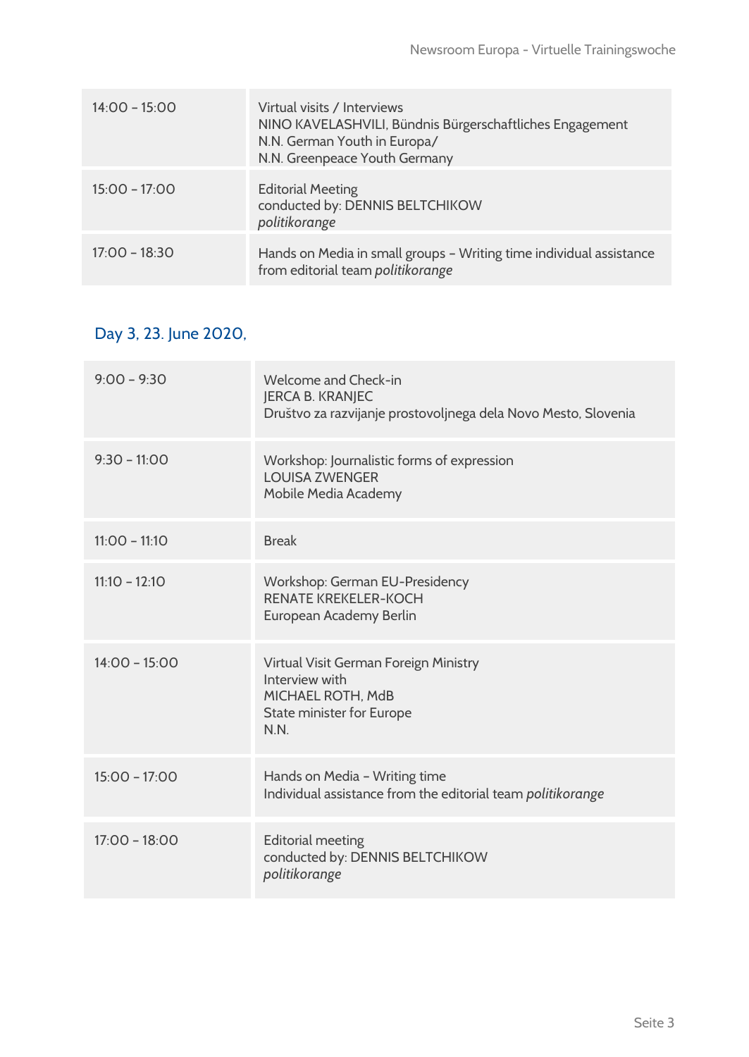| | |
|---|---|
| 14:00 – 15:00 | Virtual visits / Interviews<br>NINO KAVELASHVILI, Bündnis Bürgerschaftliches Engagement<br>N.N. German Youth in Europa/<br>N.N. Greenpeace Youth Germany |
| 15:00 – 17:00 | Editorial Meeting<br>conducted by: DENNIS BELTCHIKOW<br>*politikorange* |
| 17:00 – 18:30 | Hands on Media in small groups – Writing time individual assistance from editorial team *politikorange* |

## Day 3, 23. June 2020,

| | |
|---|---|
| 9:00 – 9:30 | Welcome and Check-in<br>JERCA B. KRANJEC<br>Društvo za razvijanje prostovoljnega dela Novo Mesto, Slovenia |
| 9:30 – 11:00 | Workshop: Journalistic forms of expression<br>LOUISA ZWENGER<br>Mobile Media Academy |
| 11:00 – 11:10 | Break |
| 11:10 – 12:10 | Workshop: German EU-Presidency<br>RENATE KREKELER-KOCH<br>European Academy Berlin |
| 14:00 – 15:00 | Virtual Visit German Foreign Ministry<br>Interview with<br>MICHAEL ROTH, MdB<br>State minister for Europe<br>N.N. |
| 15:00 – 17:00 | Hands on Media – Writing time<br>Individual assistance from the editorial team *politikorange* |
| 17:00 – 18:00 | Editorial meeting<br>conducted by: DENNIS BELTCHIKOW<br>*politikorange* |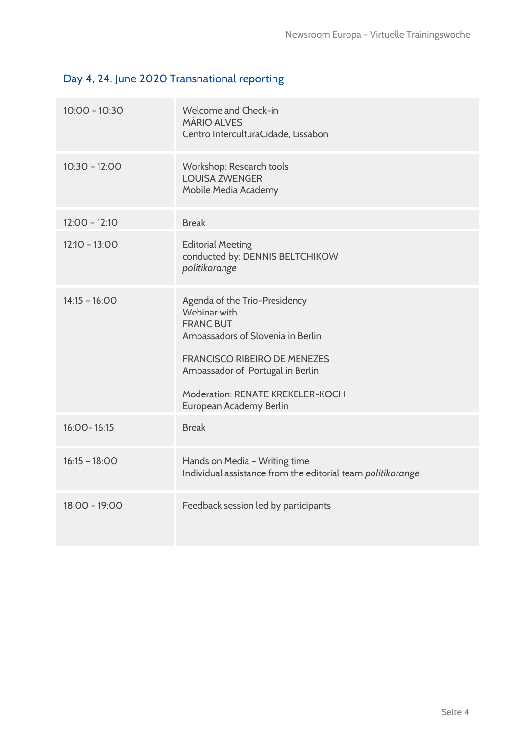## Day 4, 24. June 2020 Transnational reporting

| | |
|---|---|
| 10:00 – 10:30 | Welcome and Check-in<br>MÁRIO ALVES<br>Centro InterculturaCidade, Lissabon |
| 10:30 – 12:00 | Workshop: Research tools<br>LOUISA ZWENGER<br>Mobile Media Academy |
| 12:00 – 12:10 | Break |
| 12:10 – 13:00 | Editorial Meeting<br>conducted by: DENNIS BELTCHIKOW<br>*politikorange* |
| 14:15 – 16:00 | Agenda of the Trio-Presidency<br>Webinar with<br>FRANC BUT<br>Ambassadors of Slovenia in Berlin<br><br>FRANCISCO RIBEIRO DE MENEZES<br>Ambassador of Portugal in Berlin<br><br>Moderation: RENATE KREKELER-KOCH<br>European Academy Berlin |
| 16:00- 16:15 | Break |
| 16:15 – 18:00 | Hands on Media – Writing time<br>Individual assistance from the editorial team *politikorange* |
| 18:00 – 19:00 | Feedback session led by participants |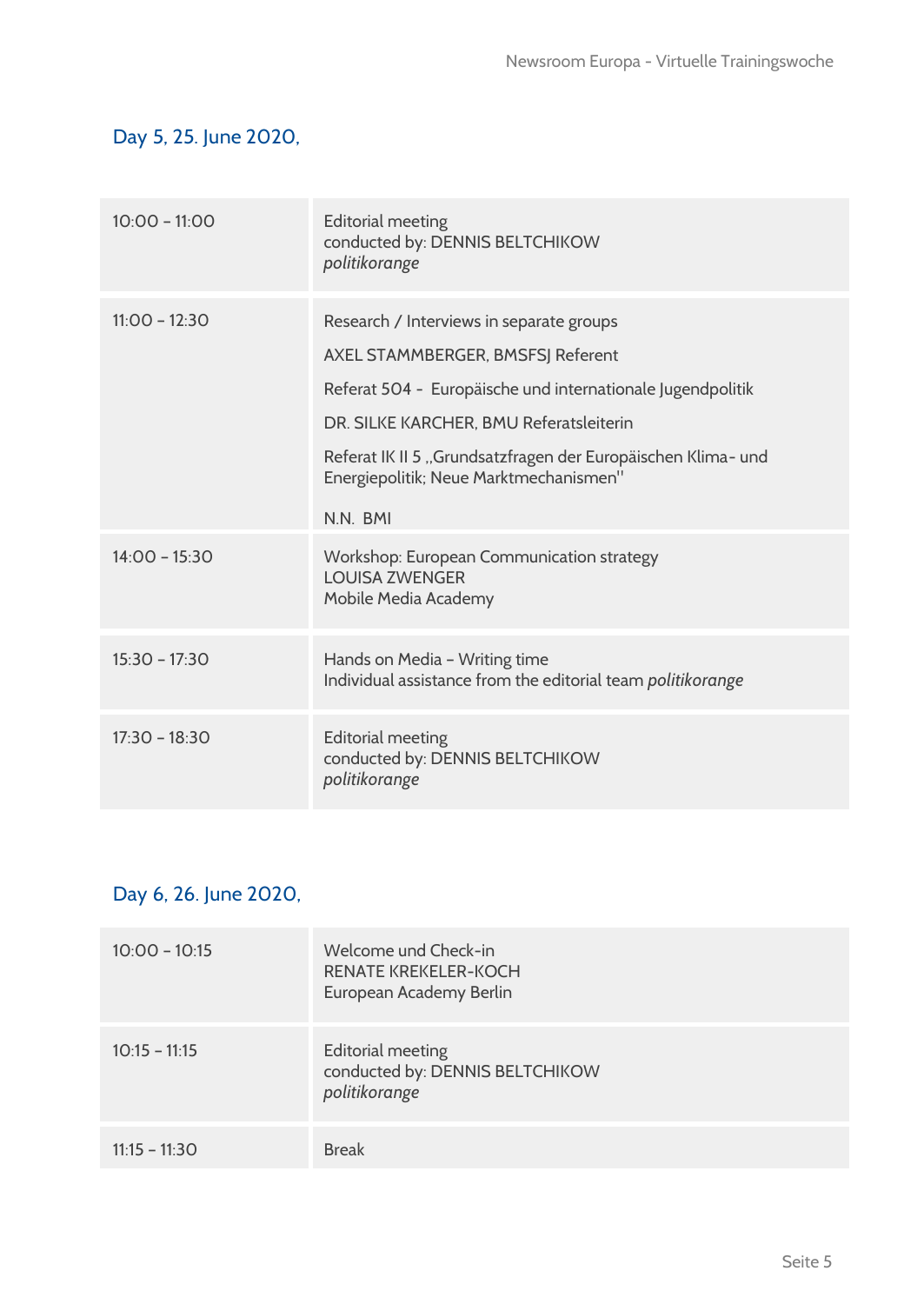## Day 5, 25. June 2020,

| | |
|---|---|
| 10:00 – 11:00 | Editorial meeting<br>conducted by: DENNIS BELTCHIKOW<br>*politikorange* |
| 11:00 – 12:30 | Research / Interviews in separate groups<br>AXEL STAMMBERGER, BMSFSJ Referent<br>Referat 504 - Europäische und internationale Jugendpolitik<br>DR. SILKE KARCHER, BMU Referatsleiterin<br>Referat IK II 5 „Grundsatzfragen der Europäischen Klima- und Energiepolitik; Neue Marktmechanismen"<br>N.N. BMI |
| 14:00 – 15:30 | Workshop: European Communication strategy<br>LOUISA ZWENGER<br>Mobile Media Academy |
| 15:30 – 17:30 | Hands on Media – Writing time<br>Individual assistance from the editorial team *politikorange* |
| 17:30 – 18:30 | Editorial meeting<br>conducted by: DENNIS BELTCHIKOW<br>*politikorange* |

## Day 6, 26. June 2020,

| | |
|---|---|
| 10:00 – 10:15 | Welcome und Check-in<br>RENATE KREKELER-KOCH<br>European Academy Berlin |
| 10:15 – 11:15 | Editorial meeting<br>conducted by: DENNIS BELTCHIKOW<br>*politikorange* |
| 11:15 – 11:30 | Break |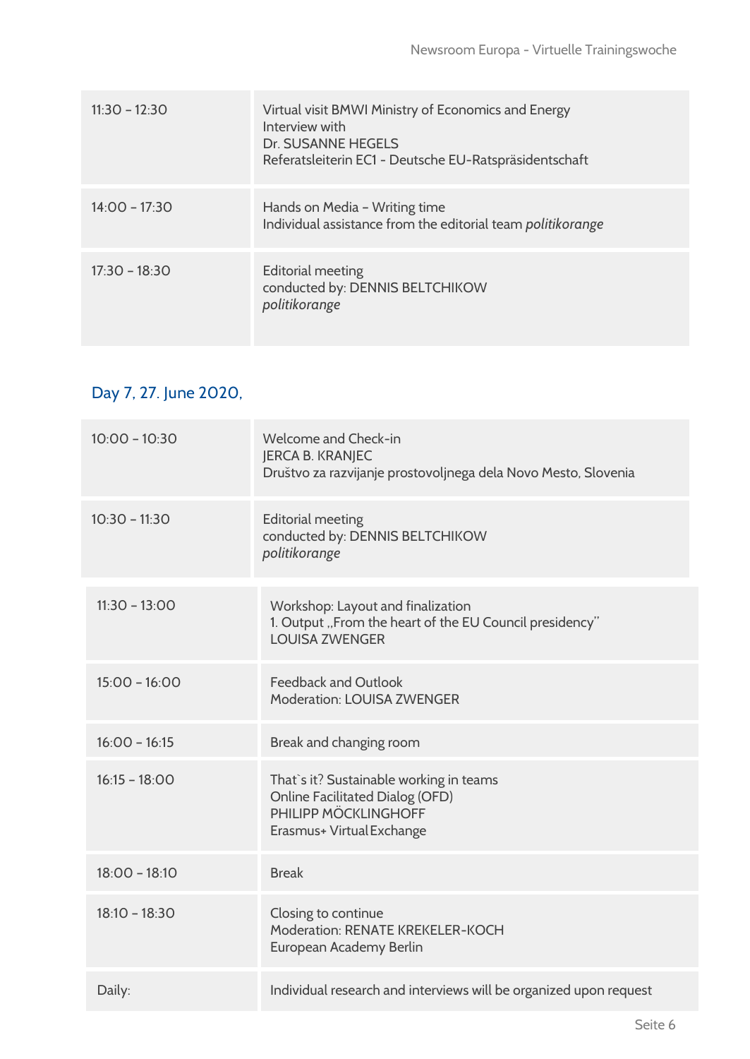| | |
|---|---|
| 11:30 – 12:30 | Virtual visit BMWI Ministry of Economics and Energy<br>Interview with<br>Dr. SUSANNE HEGELS<br>Referatsleiterin EC1 - Deutsche EU-Ratspräsidentschaft |
| 14:00 – 17:30 | Hands on Media – Writing time<br>Individual assistance from the editorial team *politikorange* |
| 17:30 – 18:30 | Editorial meeting<br>conducted by: DENNIS BELTCHIKOW<br>*politikorange* |

## Day 7, 27. June 2020,

| | |
|---|---|
| 10:00 – 10:30 | Welcome and Check-in<br>JERCA B. KRANJEC<br>Društvo za razvijanje prostovoljnega dela Novo Mesto, Slovenia |
| 10:30 – 11:30 | Editorial meeting<br>conducted by: DENNIS BELTCHIKOW<br>*politikorange* |
| 11:30 – 13:00 | Workshop: Layout and finalization<br>1. Output „From the heart of the EU Council presidency"<br>LOUISA ZWENGER |
| 15:00 – 16:00 | Feedback and Outlook<br>Moderation: LOUISA ZWENGER |
| 16:00 – 16:15 | Break and changing room |
| 16:15 – 18:00 | That`s it? Sustainable working in teams<br>Online Facilitated Dialog (OFD)<br>PHILIPP MÖCKLINGHOFF<br>Erasmus+ Virtual Exchange |
| 18:00 – 18:10 | Break |
| 18:10 – 18:30 | Closing to continue<br>Moderation: RENATE KREKELER-KOCH<br>European Academy Berlin |
| Daily: | Individual research and interviews will be organized upon request |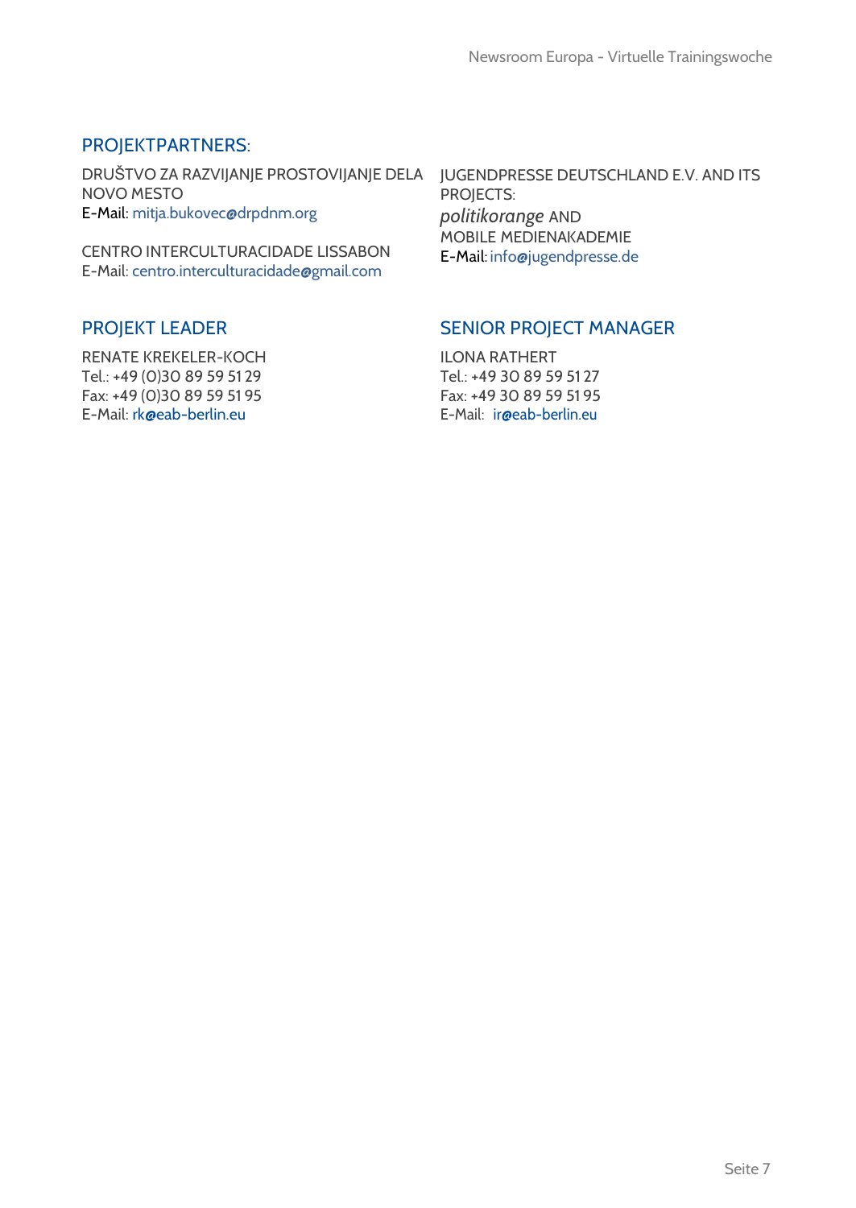## PROJEKTPARTNERS:

DRUŠTVO ZA RAZVIJANJE PROSTOVIJANJE DELA NOVO MESTO
E-Mail: mitja.bukovec@drpdnm.org

CENTRO INTERCULTURACIDADE LISSABON
E-Mail: centro.interculturacidade@gmail.com

JUGENDPRESSE DEUTSCHLAND E.V. AND ITS PROJECTS:
*politikorange* AND
MOBILE MEDIENAKADEMIE
E-Mail: info@jugendpresse.de

## PROJEKT LEADER

RENATE KREKELER-KOCH
Tel.: +49 (0)30 89 59 51 29
Fax: +49 (0)30 89 59 51 95
E-Mail: rk@eab-berlin.eu

## SENIOR PROJECT MANAGER

ILONA RATHERT
Tel.: +49 30 89 59 51 27
Fax: +49 30 89 59 51 95
E-Mail: ir@eab-berlin.eu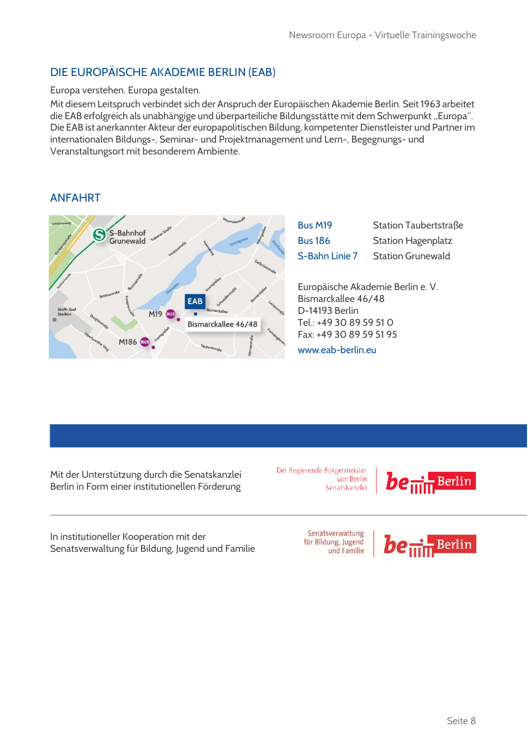## DIE EUROPÄISCHE AKADEMIE BERLIN (EAB)

Europa verstehen. Europa gestalten.
Mit diesem Leitspruch verbindet sich der Anspruch der Europäischen Akademie Berlin. Seit 1963 arbeitet die EAB erfolgreich als unabhängige und überparteiliche Bildungsstätte mit dem Schwerpunkt „Europa". Die EAB ist anerkannter Akteur der europapolitischen Bildung, kompetenter Dienstleister und Partner im internationalen Bildungs-, Seminar- und Projektmanagement und Lern-, Begegnungs- und Veranstaltungsort mit besonderem Ambiente.

## ANFAHRT

| | |
|---|---|
| Bus M19 | Station Taubertstraße |
| Bus 186 | Station Hagenplatz |
| S-Bahn Linie 7 | Station Grunewald |

Europäische Akademie Berlin e. V.
Bismarckallee 46/48
D-14193 Berlin
Tel.: +49 30 89 59 51 0
Fax: +49 30 89 59 51 95
www.eab-berlin.eu

Mit der Unterstützung durch die Senatskanzlei Berlin in Form einer institutionellen Förderung

In institutioneller Kooperation mit der Senatsverwaltung für Bildung, Jugend und Familie